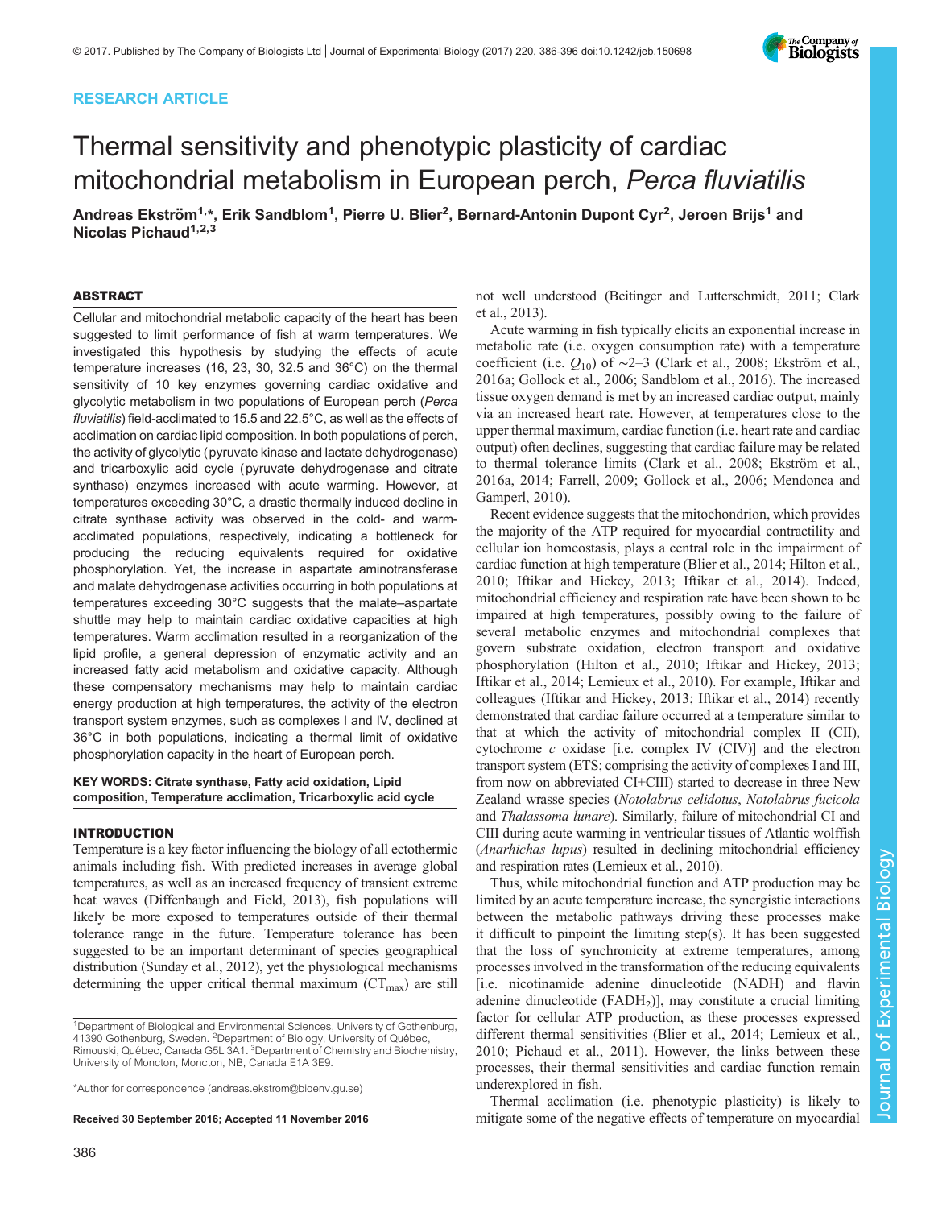RESEARCH ARTICLE

# Thermal sensitivity and phenotypic plasticity of cardiac mitochondrial metabolism in European perch, *Perca fluviatilis*

Andreas Ekström[1,*], Erik Sandblom[1], Pierre U. Blier[2], Bernard-Antonin Dupont Cyr[2], Jeroen Brijs[1] and Nicolas Pichaud[1,2,3]

## ABSTRACT

Cellular and mitochondrial metabolic capacity of the heart has been suggested to limit performance of fish at warm temperatures. We investigated this hypothesis by studying the effects of acute temperature increases (16, 23, 30, 32.5 and 36°C) on the thermal sensitivity of 10 key enzymes governing cardiac oxidative and glycolytic metabolism in two populations of European perch (*Perca fluviatilis*) field-acclimated to 15.5 and 22.5°C, as well as the effects of acclimation on cardiac lipid composition. In both populations of perch, the activity of glycolytic (pyruvate kinase and lactate dehydrogenase) and tricarboxylic acid cycle (pyruvate dehydrogenase and citrate synthase) enzymes increased with acute warming. However, at temperatures exceeding 30°C, a drastic thermally induced decline in citrate synthase activity was observed in the cold- and warm-acclimated populations, respectively, indicating a bottleneck for producing the reducing equivalents required for oxidative phosphorylation. Yet, the increase in aspartate aminotransferase and malate dehydrogenase activities occurring in both populations at temperatures exceeding 30°C suggests that the malate–aspartate shuttle may help to maintain cardiac oxidative capacities at high temperatures. Warm acclimation resulted in a reorganization of the lipid profile, a general depression of enzymatic activity and an increased fatty acid metabolism and oxidative capacity. Although these compensatory mechanisms may help to maintain cardiac energy production at high temperatures, the activity of the electron transport system enzymes, such as complexes I and IV, declined at 36°C in both populations, indicating a thermal limit of oxidative phosphorylation capacity in the heart of European perch.

**KEY WORDS: Citrate synthase, Fatty acid oxidation, Lipid composition, Temperature acclimation, Tricarboxylic acid cycle**

## INTRODUCTION

Temperature is a key factor influencing the biology of all ectothermic animals including fish. With predicted increases in average global temperatures, as well as an increased frequency of transient extreme heat waves (Diffenbaugh and Field, 2013), fish populations will likely be more exposed to temperatures outside of their thermal tolerance range in the future. Temperature tolerance has been suggested to be an important determinant of species geographical distribution (Sunday et al., 2012), yet the physiological mechanisms determining the upper critical thermal maximum ($CT_{max}$) are still not well understood (Beitinger and Lutterschmidt, 2011; Clark et al., 2013).

Acute warming in fish typically elicits an exponential increase in metabolic rate (i.e. oxygen consumption rate) with a temperature coefficient (i.e. $Q_{10}$) of ~2–3 (Clark et al., 2008; Ekström et al., 2016a; Gollock et al., 2006; Sandblom et al., 2016). The increased tissue oxygen demand is met by an increased cardiac output, mainly via an increased heart rate. However, at temperatures close to the upper thermal maximum, cardiac function (i.e. heart rate and cardiac output) often declines, suggesting that cardiac failure may be related to thermal tolerance limits (Clark et al., 2008; Ekström et al., 2016a, 2014; Farrell, 2009; Gollock et al., 2006; Mendonca and Gamperl, 2010).

Recent evidence suggests that the mitochondrion, which provides the majority of the ATP required for myocardial contractility and cellular ion homeostasis, plays a central role in the impairment of cardiac function at high temperature (Blier et al., 2014; Hilton et al., 2010; Iftikar and Hickey, 2013; Iftikar et al., 2014). Indeed, mitochondrial efficiency and respiration rate have been shown to be impaired at high temperatures, possibly owing to the failure of several metabolic enzymes and mitochondrial complexes that govern substrate oxidation, electron transport and oxidative phosphorylation (Hilton et al., 2010; Iftikar and Hickey, 2013; Iftikar et al., 2014; Lemieux et al., 2010). For example, Iftikar and colleagues (Iftikar and Hickey, 2013; Iftikar et al., 2014) recently demonstrated that cardiac failure occurred at a temperature similar to that at which the activity of mitochondrial complex II (CII), cytochrome *c* oxidase [i.e. complex IV (CIV)] and the electron transport system (ETS; comprising the activity of complexes I and III, from now on abbreviated CI+CIII) started to decrease in three New Zealand wrasse species (*Notolabrus celidotus*, *Notolabrus fucicola* and *Thalassoma lunare*). Similarly, failure of mitochondrial CI and CIII during acute warming in ventricular tissues of Atlantic wolffish (*Anarhichas lupus*) resulted in declining mitochondrial efficiency and respiration rates (Lemieux et al., 2010).

Thus, while mitochondrial function and ATP production may be limited by an acute temperature increase, the synergistic interactions between the metabolic pathways driving these processes make it difficult to pinpoint the limiting step(s). It has been suggested that the loss of synchronicity at extreme temperatures, among processes involved in the transformation of the reducing equivalents [i.e. nicotinamide adenine dinucleotide (NADH) and flavin adenine dinucleotide ($FADH_2$)], may constitute a crucial limiting factor for cellular ATP production, as these processes expressed different thermal sensitivities (Blier et al., 2014; Lemieux et al., 2010; Pichaud et al., 2011). However, the links between these processes, their thermal sensitivities and cardiac function remain underexplored in fish.

Thermal acclimation (i.e. phenotypic plasticity) is likely to mitigate some of the negative effects of temperature on myocardial

[1]Department of Biological and Environmental Sciences, University of Gothenburg, 41390 Gothenburg, Sweden. [2]Department of Biology, University of Québec, Rimouski, Québec, Canada G5L 3A1. [3]Department of Chemistry and Biochemistry, University of Moncton, Moncton, NB, Canada E1A 3E9.

*Author for correspondence (andreas.ekstrom@bioenv.gu.se)

**Received 30 September 2016; Accepted 11 November 2016**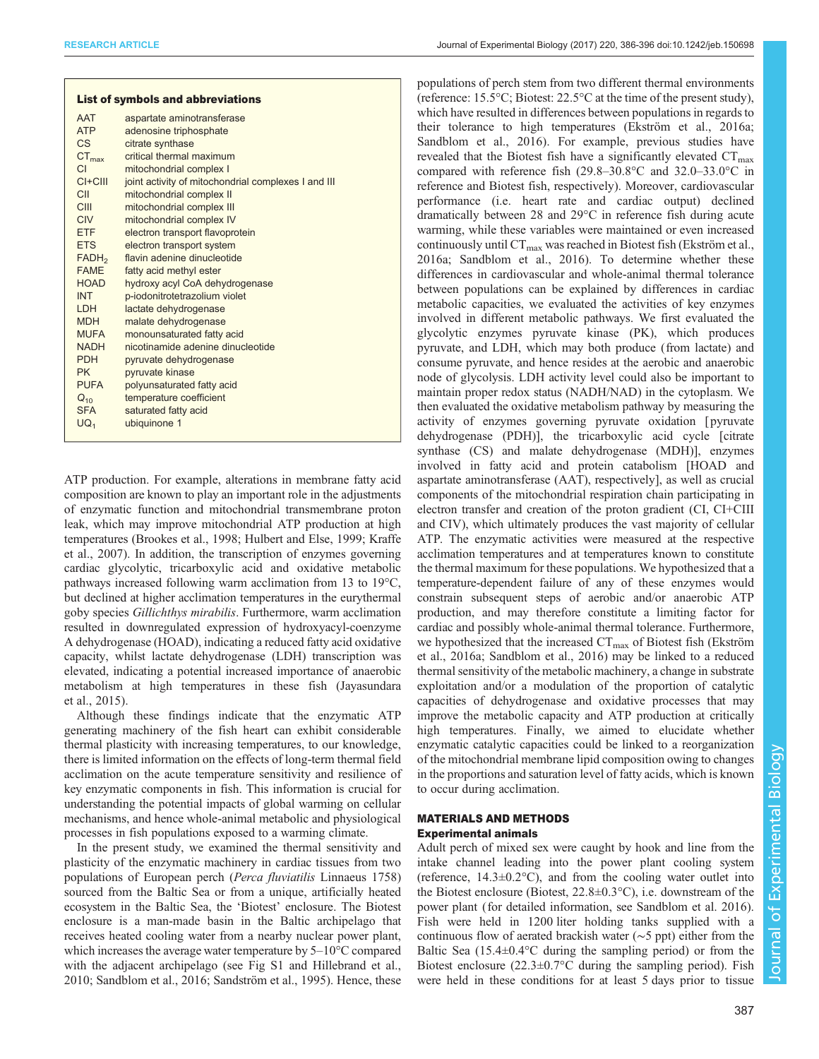## List of symbols and abbreviations

| | |
|---|---|
| AAT | aspartate aminotransferase |
| ATP | adenosine triphosphate |
| CS | citrate synthase |
| $CT_{max}$ | critical thermal maximum |
| CI | mitochondrial complex I |
| CI+CIII | joint activity of mitochondrial complexes I and III |
| CII | mitochondrial complex II |
| CIII | mitochondrial complex III |
| CIV | mitochondrial complex IV |
| ETF | electron transport flavoprotein |
| ETS | electron transport system |
| $FADH_2$ | flavin adenine dinucleotide |
| FAME | fatty acid methyl ester |
| HOAD | hydroxy acyl CoA dehydrogenase |
| INT | p-iodonitrotetrazolium violet |
| LDH | lactate dehydrogenase |
| MDH | malate dehydrogenase |
| MUFA | monounsaturated fatty acid |
| NADH | nicotinamide adenine dinucleotide |
| PDH | pyruvate dehydrogenase |
| PK | pyruvate kinase |
| PUFA | polyunsaturated fatty acid |
| $Q_{10}$ | temperature coefficient |
| SFA | saturated fatty acid |
| $UQ_1$ | ubiquinone 1 |

ATP production. For example, alterations in membrane fatty acid composition are known to play an important role in the adjustments of enzymatic function and mitochondrial transmembrane proton leak, which may improve mitochondrial ATP production at high temperatures (Brookes et al., 1998; Hulbert and Else, 1999; Kraffe et al., 2007). In addition, the transcription of enzymes governing cardiac glycolytic, tricarboxylic acid and oxidative metabolic pathways increased following warm acclimation from 13 to 19°C, but declined at higher acclimation temperatures in the eurythermal goby species *Gillichthys mirabilis*. Furthermore, warm acclimation resulted in downregulated expression of hydroxyacyl-coenzyme A dehydrogenase (HOAD), indicating a reduced fatty acid oxidative capacity, whilst lactate dehydrogenase (LDH) transcription was elevated, indicating a potential increased importance of anaerobic metabolism at high temperatures in these fish (Jayasundara et al., 2015).

Although these findings indicate that the enzymatic ATP generating machinery of the fish heart can exhibit considerable thermal plasticity with increasing temperatures, to our knowledge, there is limited information on the effects of long-term thermal field acclimation on the acute temperature sensitivity and resilience of key enzymatic components in fish. This information is crucial for understanding the potential impacts of global warming on cellular mechanisms, and hence whole-animal metabolic and physiological processes in fish populations exposed to a warming climate.

In the present study, we examined the thermal sensitivity and plasticity of the enzymatic machinery in cardiac tissues from two populations of European perch (*Perca fluviatilis* Linnaeus 1758) sourced from the Baltic Sea or from a unique, artificially heated ecosystem in the Baltic Sea, the 'Biotest' enclosure. The Biotest enclosure is a man-made basin in the Baltic archipelago that receives heated cooling water from a nearby nuclear power plant, which increases the average water temperature by 5–10°C compared with the adjacent archipelago (see Fig S1 and Hillebrand et al., 2010; Sandblom et al., 2016; Sandström et al., 1995). Hence, these populations of perch stem from two different thermal environments (reference: 15.5°C; Biotest: 22.5°C at the time of the present study), which have resulted in differences between populations in regards to their tolerance to high temperatures (Ekström et al., 2016a; Sandblom et al., 2016). For example, previous studies have revealed that the Biotest fish have a significantly elevated $CT_{max}$ compared with reference fish (29.8–30.8°C and 32.0–33.0°C in reference and Biotest fish, respectively). Moreover, cardiovascular performance (i.e. heart rate and cardiac output) declined dramatically between 28 and 29°C in reference fish during acute warming, while these variables were maintained or even increased continuously until $CT_{max}$ was reached in Biotest fish (Ekström et al., 2016a; Sandblom et al., 2016). To determine whether these differences in cardiovascular and whole-animal thermal tolerance between populations can be explained by differences in cardiac metabolic capacities, we evaluated the activities of key enzymes involved in different metabolic pathways. We first evaluated the glycolytic enzymes pyruvate kinase (PK), which produces pyruvate, and LDH, which may both produce (from lactate) and consume pyruvate, and hence resides at the aerobic and anaerobic node of glycolysis. LDH activity level could also be important to maintain proper redox status (NADH/NAD) in the cytoplasm. We then evaluated the oxidative metabolism pathway by measuring the activity of enzymes governing pyruvate oxidation [pyruvate dehydrogenase (PDH)], the tricarboxylic acid cycle [citrate synthase (CS) and malate dehydrogenase (MDH)], enzymes involved in fatty acid and protein catabolism [HOAD and aspartate aminotransferase (AAT), respectively], as well as crucial components of the mitochondrial respiration chain participating in electron transfer and creation of the proton gradient (CI, CI+CIII and CIV), which ultimately produces the vast majority of cellular ATP. The enzymatic activities were measured at the respective acclimation temperatures and at temperatures known to constitute the thermal maximum for these populations. We hypothesized that a temperature-dependent failure of any of these enzymes would constrain subsequent steps of aerobic and/or anaerobic ATP production, and may therefore constitute a limiting factor for cardiac and possibly whole-animal thermal tolerance. Furthermore, we hypothesized that the increased $CT_{max}$ of Biotest fish (Ekström et al., 2016a; Sandblom et al., 2016) may be linked to a reduced thermal sensitivity of the metabolic machinery, a change in substrate exploitation and/or a modulation of the proportion of catalytic capacities of dehydrogenase and oxidative processes that may improve the metabolic capacity and ATP production at critically high temperatures. Finally, we aimed to elucidate whether enzymatic catalytic capacities could be linked to a reorganization of the mitochondrial membrane lipid composition owing to changes in the proportions and saturation level of fatty acids, which is known to occur during acclimation.

## MATERIALS AND METHODS

### Experimental animals

Adult perch of mixed sex were caught by hook and line from the intake channel leading into the power plant cooling system (reference, 14.3±0.2°C), and from the cooling water outlet into the Biotest enclosure (Biotest, 22.8±0.3°C), i.e. downstream of the power plant (for detailed information, see Sandblom et al. 2016). Fish were held in 1200 liter holding tanks supplied with a continuous flow of aerated brackish water (∼5 ppt) either from the Baltic Sea (15.4±0.4°C during the sampling period) or from the Biotest enclosure (22.3±0.7°C during the sampling period). Fish were held in these conditions for at least 5 days prior to tissue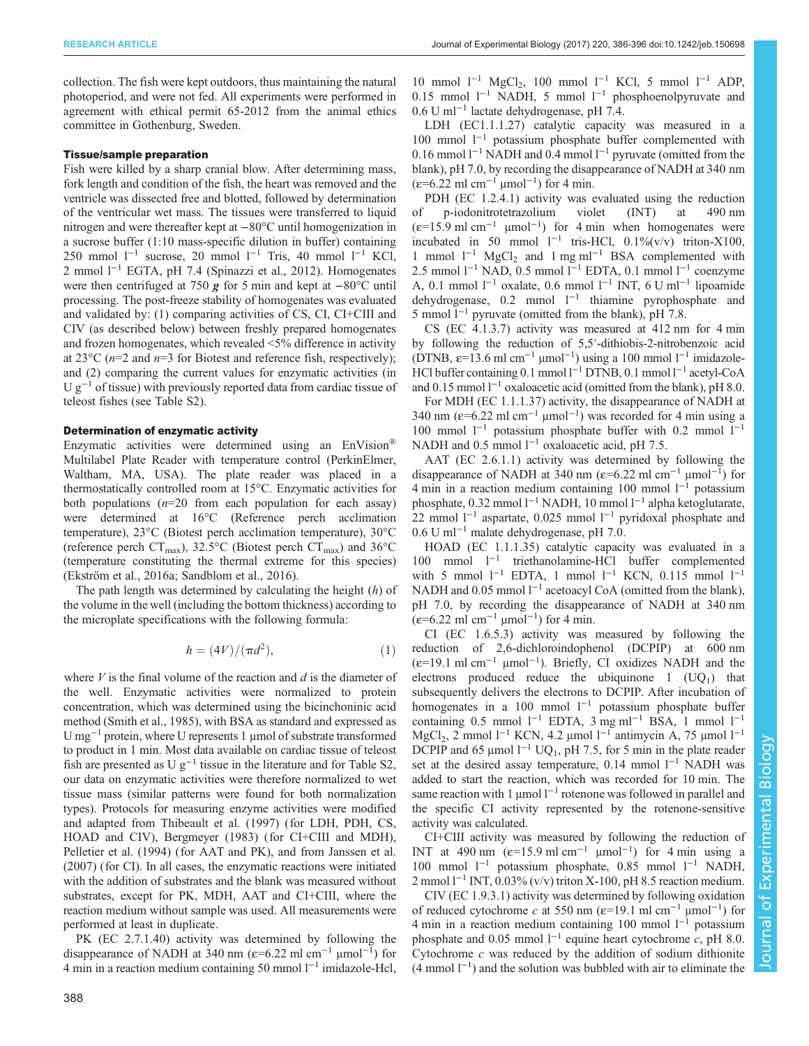collection. The fish were kept outdoors, thus maintaining the natural photoperiod, and were not fed. All experiments were performed in agreement with ethical permit 65-2012 from the animal ethics committee in Gothenburg, Sweden.

### Tissue/sample preparation

Fish were killed by a sharp cranial blow. After determining mass, fork length and condition of the fish, the heart was removed and the ventricle was dissected free and blotted, followed by determination of the ventricular wet mass. The tissues were transferred to liquid nitrogen and were thereafter kept at −80°C until homogenization in a sucrose buffer (1:10 mass-specific dilution in buffer) containing 250 mmol $l^{-1}$ sucrose, 20 mmol $l^{-1}$ Tris, 40 mmol $l^{-1}$ KCl, 2 mmol $l^{-1}$ EGTA, pH 7.4 (Spinazzi et al., 2012). Homogenates were then centrifuged at 750 ***g*** for 5 min and kept at −80°C until processing. The post-freeze stability of homogenates was evaluated and validated by: (1) comparing activities of CS, CI, CI+CIII and CIV (as described below) between freshly prepared homogenates and frozen homogenates, which revealed <5% difference in activity at 23°C ($n$=2 and $n$=3 for Biotest and reference fish, respectively); and (2) comparing the current values for enzymatic activities (in U $g^{-1}$ of tissue) with previously reported data from cardiac tissue of teleost fishes (see Table S2).

### Determination of enzymatic activity

Enzymatic activities were determined using an EnVision® Multilabel Plate Reader with temperature control (PerkinElmer, Waltham, MA, USA). The plate reader was placed in a thermostatically controlled room at 15°C. Enzymatic activities for both populations ($n$=20 from each population for each assay) were determined at 16°C (Reference perch acclimation temperature), 23°C (Biotest perch acclimation temperature), 30°C (reference perch $CT_{max}$), 32.5°C (Biotest perch $CT_{max}$) and 36°C (temperature constituting the thermal extreme for this species) (Ekström et al., 2016a; Sandblom et al., 2016).

The path length was determined by calculating the height ($h$) of the volume in the well (including the bottom thickness) according to the microplate specifications with the following formula:

$$h = (4V)/(\pi d^2), \quad (1)$$

where $V$ is the final volume of the reaction and $d$ is the diameter of the well. Enzymatic activities were normalized to protein concentration, which was determined using the bicinchoninic acid method (Smith et al., 1985), with BSA as standard and expressed as U $mg^{-1}$ protein, where U represents 1 µmol of substrate transformed to product in 1 min. Most data available on cardiac tissue of teleost fish are presented as U $g^{-1}$ tissue in the literature and for Table S2, our data on enzymatic activities were therefore normalized to wet tissue mass (similar patterns were found for both normalization types). Protocols for measuring enzyme activities were modified and adapted from Thibeault et al. (1997) (for LDH, PDH, CS, HOAD and CIV), Bergmeyer (1983) (for CI+CIII and MDH), Pelletier et al. (1994) (for AAT and PK), and from Janssen et al. (2007) (for CI). In all cases, the enzymatic reactions were initiated with the addition of substrates and the blank was measured without substrates, except for PK, MDH, AAT and CI+CIII, where the reaction medium without sample was used. All measurements were performed at least in duplicate.

PK (EC 2.7.1.40) activity was determined by following the disappearance of NADH at 340 nm (ε=6.22 ml $cm^{-1}$ $\mu mol^{-1}$) for 4 min in a reaction medium containing 50 mmol $l^{-1}$ imidazole-Hcl, 10 mmol $l^{-1}$ $MgCl_2$, 100 mmol $l^{-1}$ KCl, 5 mmol $l^{-1}$ ADP, 0.15 mmol $l^{-1}$ NADH, 5 mmol $l^{-1}$ phosphoenolpyruvate and 0.6 U $ml^{-1}$ lactate dehydrogenase, pH 7.4.

LDH (EC1.1.1.27) catalytic capacity was measured in a 100 mmol $l^{-1}$ potassium phosphate buffer complemented with 0.16 mmol $l^{-1}$ NADH and 0.4 mmol $l^{-1}$ pyruvate (omitted from the blank), pH 7.0, by recording the disappearance of NADH at 340 nm (ε=6.22 ml $cm^{-1}$ $\mu mol^{-1}$) for 4 min.

PDH (EC 1.2.4.1) activity was evaluated using the reduction of p-iodonitrotetrazolium violet (INT) at 490 nm (ε=15.9 ml $cm^{-1}$ $\mu mol^{-1}$) for 4 min when homogenates were incubated in 50 mmol $l^{-1}$ tris-HCl, 0.1%(v/v) triton-X100, 1 mmol $l^{-1}$ $MgCl_2$ and 1 mg $ml^{-1}$ BSA complemented with 2.5 mmol $l^{-1}$ NAD, 0.5 mmol $l^{-1}$ EDTA, 0.1 mmol $l^{-1}$ coenzyme A, 0.1 mmol $l^{-1}$ oxalate, 0.6 mmol $l^{-1}$ INT, 6 U $ml^{-1}$ lipoamide dehydrogenase, 0.2 mmol $l^{-1}$ thiamine pyrophosphate and 5 mmol $l^{-1}$ pyruvate (omitted from the blank), pH 7.8.

CS (EC 4.1.3.7) activity was measured at 412 nm for 4 min by following the reduction of 5,5′-dithiobis-2-nitrobenzoic acid (DTNB, ε=13.6 ml $cm^{-1}$ $\mu mol^{-1}$) using a 100 mmol $l^{-1}$ imidazole-HCl buffer containing 0.1 mmol $l^{-1}$ DTNB, 0.1 mmol $l^{-1}$ acetyl-CoA and 0.15 mmol $l^{-1}$ oxaloacetic acid (omitted from the blank), pH 8.0.

For MDH (EC 1.1.1.37) activity, the disappearance of NADH at 340 nm (ε=6.22 ml $cm^{-1}$ $\mu mol^{-1}$) was recorded for 4 min using a 100 mmol $l^{-1}$ potassium phosphate buffer with 0.2 mmol $l^{-1}$ NADH and 0.5 mmol $l^{-1}$ oxaloacetic acid, pH 7.5.

AAT (EC 2.6.1.1) activity was determined by following the disappearance of NADH at 340 nm (ε=6.22 ml $cm^{-1}$ $\mu mol^{-1}$) for 4 min in a reaction medium containing 100 mmol $l^{-1}$ potassium phosphate, 0.32 mmol $l^{-1}$ NADH, 10 mmol $l^{-1}$ alpha ketoglutarate, 22 mmol $l^{-1}$ aspartate, 0.025 mmol $l^{-1}$ pyridoxal phosphate and 0.6 U $ml^{-1}$ malate dehydrogenase, pH 7.0.

HOAD (EC 1.1.1.35) catalytic capacity was evaluated in a 100 mmol $l^{-1}$ triethanolamine-HCl buffer complemented with 5 mmol $l^{-1}$ EDTA, 1 mmol $l^{-1}$ KCN, 0.115 mmol $l^{-1}$ NADH and 0.05 mmol $l^{-1}$ acetoacyl CoA (omitted from the blank), pH 7.0, by recording the disappearance of NADH at 340 nm (ε=6.22 ml $cm^{-1}$ $\mu mol^{-1}$) for 4 min.

CI (EC 1.6.5.3) activity was measured by following the reduction of 2,6-dichloroindophenol (DCPIP) at 600 nm (ε=19.1 ml $cm^{-1}$ $\mu mol^{-1}$). Briefly, CI oxidizes NADH and the electrons produced reduce the ubiquinone 1 ($UQ_1$) that subsequently delivers the electrons to DCPIP. After incubation of homogenates in a 100 mmol $l^{-1}$ potassium phosphate buffer containing 0.5 mmol $l^{-1}$ EDTA, 3 mg $ml^{-1}$ BSA, 1 mmol $l^{-1}$ $MgCl_2$, 2 mmol $l^{-1}$ KCN, 4.2 µmol $l^{-1}$ antimycin A, 75 µmol $l^{-1}$ DCPIP and 65 µmol $l^{-1}$ $UQ_1$, pH 7.5, for 5 min in the plate reader set at the desired assay temperature, 0.14 mmol $l^{-1}$ NADH was added to start the reaction, which was recorded for 10 min. The same reaction with 1 µmol $l^{-1}$ rotenone was followed in parallel and the specific CI activity represented by the rotenone-sensitive activity was calculated.

CI+CIII activity was measured by following the reduction of INT at 490 nm (ε=15.9 ml $cm^{-1}$ $\mu mol^{-1}$) for 4 min using a 100 mmol $l^{-1}$ potassium phosphate, 0.85 mmol $l^{-1}$ NADH, 2 mmol $l^{-1}$ INT, 0.03% (v/v) triton X-100, pH 8.5 reaction medium.

CIV (EC 1.9.3.1) activity was determined by following oxidation of reduced cytochrome $c$ at 550 nm (ε=19.1 ml $cm^{-1}$ $\mu mol^{-1}$) for 4 min in a reaction medium containing 100 mmol $l^{-1}$ potassium phosphate and 0.05 mmol $l^{-1}$ equine heart cytochrome $c$, pH 8.0. Cytochrome $c$ was reduced by the addition of sodium dithionite (4 mmol $l^{-1}$) and the solution was bubbled with air to eliminate the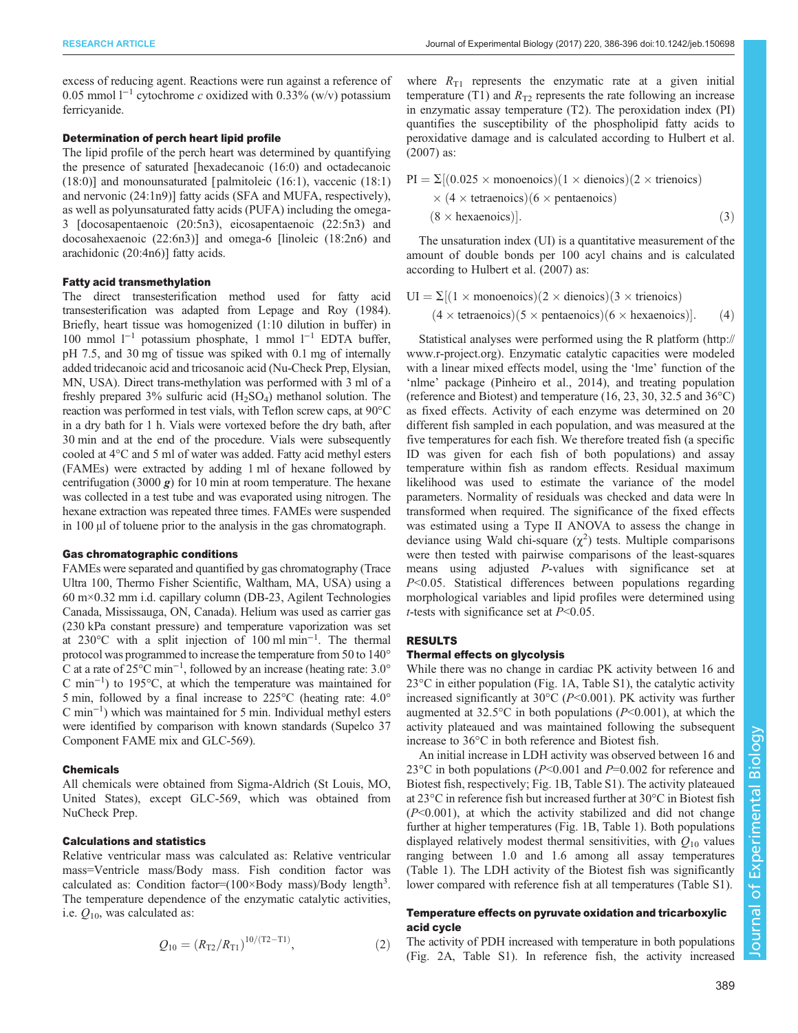excess of reducing agent. Reactions were run against a reference of 0.05 mmol $l^{-1}$ cytochrome *c* oxidized with 0.33% (w/v) potassium ferricyanide.

### Determination of perch heart lipid profile

The lipid profile of the perch heart was determined by quantifying the presence of saturated [hexadecanoic (16:0) and octadecanoic (18:0)] and monounsaturated [palmitoleic (16:1), vaccenic (18:1) and nervonic (24:1n9)] fatty acids (SFA and MUFA, respectively), as well as polyunsaturated fatty acids (PUFA) including the omega-3 [docosapentaenoic (20:5n3), eicosapentaenoic (22:5n3) and docosahexaenoic (22:6n3)] and omega-6 [linoleic (18:2n6) and arachidonic (20:4n6)] fatty acids.

### Fatty acid transmethylation

The direct transesterification method used for fatty acid transesterification was adapted from Lepage and Roy (1984). Briefly, heart tissue was homogenized (1:10 dilution in buffer) in 100 mmol $l^{-1}$ potassium phosphate, 1 mmol $l^{-1}$ EDTA buffer, pH 7.5, and 30 mg of tissue was spiked with 0.1 mg of internally added tridecanoic acid and tricosanoic acid (Nu-Check Prep, Elysian, MN, USA). Direct trans-methylation was performed with 3 ml of a freshly prepared 3% sulfuric acid ($H_2SO_4$) methanol solution. The reaction was performed in test vials, with Teflon screw caps, at 90°C in a dry bath for 1 h. Vials were vortexed before the dry bath, after 30 min and at the end of the procedure. Vials were subsequently cooled at 4°C and 5 ml of water was added. Fatty acid methyl esters (FAMEs) were extracted by adding 1 ml of hexane followed by centrifugation (3000 ***g***) for 10 min at room temperature. The hexane was collected in a test tube and was evaporated using nitrogen. The hexane extraction was repeated three times. FAMEs were suspended in 100 µl of toluene prior to the analysis in the gas chromatograph.

### Gas chromatographic conditions

FAMEs were separated and quantified by gas chromatography (Trace Ultra 100, Thermo Fisher Scientific, Waltham, MA, USA) using a 60 m×0.32 mm i.d. capillary column (DB-23, Agilent Technologies Canada, Mississauga, ON, Canada). Helium was used as carrier gas (230 kPa constant pressure) and temperature vaporization was set at 230°C with a split injection of 100 ml $min^{-1}$. The thermal protocol was programmed to increase the temperature from 50 to 140°C at a rate of 25°C $min^{-1}$, followed by an increase (heating rate: 3.0°C $min^{-1}$) to 195°C, at which the temperature was maintained for 5 min, followed by a final increase to 225°C (heating rate: 4.0°C $min^{-1}$) which was maintained for 5 min. Individual methyl esters were identified by comparison with known standards (Supelco 37 Component FAME mix and GLC-569).

### Chemicals

All chemicals were obtained from Sigma-Aldrich (St Louis, MO, United States), except GLC-569, which was obtained from NuCheck Prep.

### Calculations and statistics

Relative ventricular mass was calculated as: Relative ventricular mass=Ventricle mass/Body mass. Fish condition factor was calculated as: Condition factor=(100×Body mass)/Body length$^3$. The temperature dependence of the enzymatic catalytic activities, i.e. $Q_{10}$, was calculated as:

$$Q_{10} = (R_{T2}/R_{T1})^{10/(T2-T1)}, \quad (2)$$

where $R_{T1}$ represents the enzymatic rate at a given initial temperature (T1) and $R_{T2}$ represents the rate following an increase in enzymatic assay temperature (T2). The peroxidation index (PI) quantifies the susceptibility of the phospholipid fatty acids to peroxidative damage and is calculated according to Hulbert et al. (2007) as:

$$\mathrm{PI} = \Sigma[(0.025 \times \text{monoenoics})(1 \times \text{dienoics})(2 \times \text{trienoics}) \times (4 \times \text{tetraenoics})(6 \times \text{pentaenoics}) (8 \times \text{hexaenoics})]. \quad (3)$$

The unsaturation index (UI) is a quantitative measurement of the amount of double bonds per 100 acyl chains and is calculated according to Hulbert et al. (2007) as:

$$\mathrm{UI} = \Sigma[(1 \times \text{monoenoics})(2 \times \text{dienoics})(3 \times \text{trienoics}) (4 \times \text{tetraenoics})(5 \times \text{pentaenoics})(6 \times \text{hexaenoics})]. \quad (4)$$

Statistical analyses were performed using the R platform (http://www.r-project.org). Enzymatic catalytic capacities were modeled with a linear mixed effects model, using the 'lme' function of the 'nlme' package (Pinheiro et al., 2014), and treating population (reference and Biotest) and temperature (16, 23, 30, 32.5 and 36°C) as fixed effects. Activity of each enzyme was determined on 20 different fish sampled in each population, and was measured at the five temperatures for each fish. We therefore treated fish (a specific ID was given for each fish of both populations) and assay temperature within fish as random effects. Residual maximum likelihood was used to estimate the variance of the model parameters. Normality of residuals was checked and data were ln transformed when required. The significance of the fixed effects was estimated using a Type II ANOVA to assess the change in deviance using Wald chi-square ($\chi^2$) tests. Multiple comparisons were then tested with pairwise comparisons of the least-squares means using adjusted *P*-values with significance set at $P<0.05$. Statistical differences between populations regarding morphological variables and lipid profiles were determined using *t*-tests with significance set at $P<0.05$.

## RESULTS

### Thermal effects on glycolysis

While there was no change in cardiac PK activity between 16 and 23°C in either population (Fig. 1A, Table S1), the catalytic activity increased significantly at 30°C ($P<0.001$). PK activity was further augmented at 32.5°C in both populations ($P<0.001$), at which the activity plateaued and was maintained following the subsequent increase to 36°C in both reference and Biotest fish.

An initial increase in LDH activity was observed between 16 and 23°C in both populations ($P<0.001$ and $P=0.002$ for reference and Biotest fish, respectively; Fig. 1B, Table S1). The activity plateaued at 23°C in reference fish but increased further at 30°C in Biotest fish ($P<0.001$), at which the activity stabilized and did not change further at higher temperatures (Fig. 1B, Table 1). Both populations displayed relatively modest thermal sensitivities, with $Q_{10}$ values ranging between 1.0 and 1.6 among all assay temperatures (Table 1). The LDH activity of the Biotest fish was significantly lower compared with reference fish at all temperatures (Table S1).

### Temperature effects on pyruvate oxidation and tricarboxylic acid cycle

The activity of PDH increased with temperature in both populations (Fig. 2A, Table S1). In reference fish, the activity increased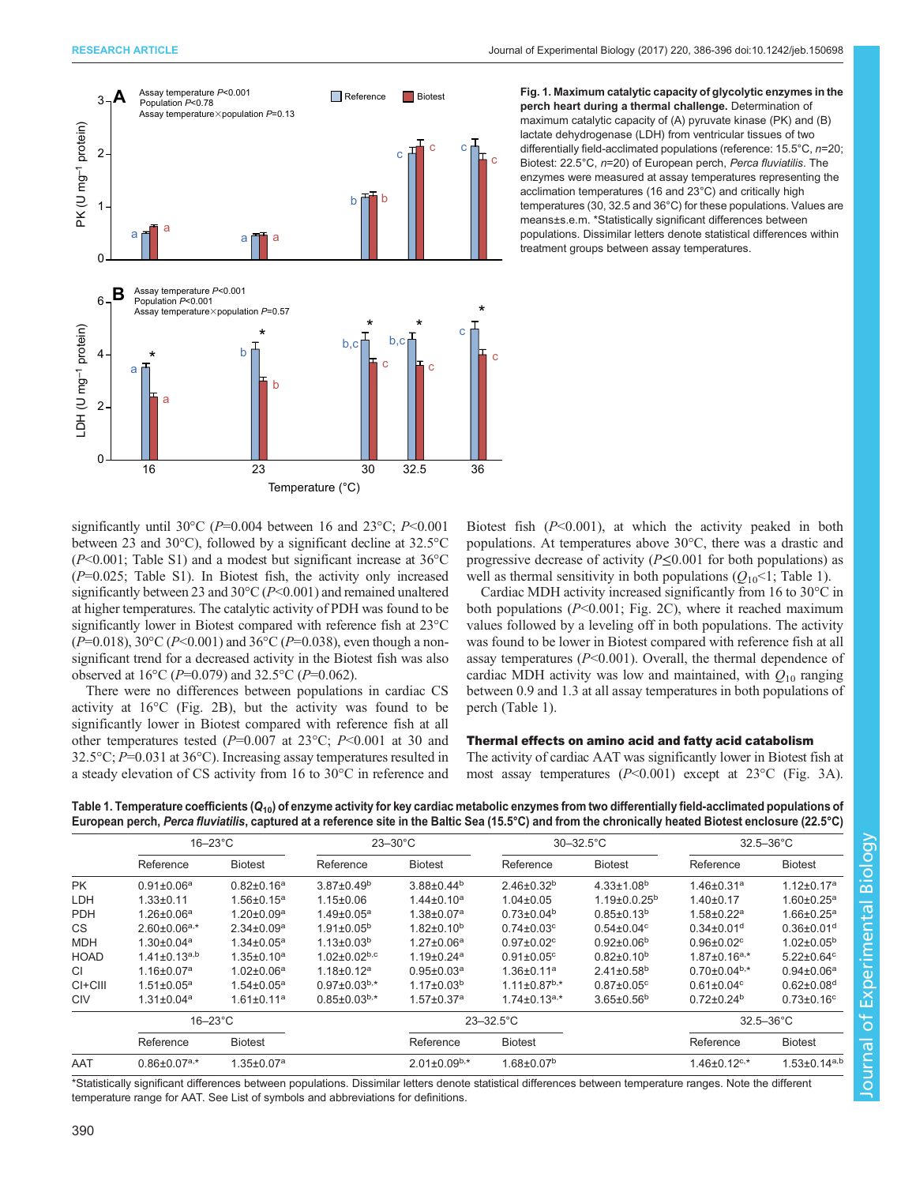**Fig. 1. Maximum catalytic capacity of glycolytic enzymes in the perch heart during a thermal challenge.** Determination of maximum catalytic capacity of (A) pyruvate kinase (PK) and (B) lactate dehydrogenase (LDH) from ventricular tissues of two differentially field-acclimated populations (reference: 15.5°C, $n$=20; Biotest: 22.5°C, $n$=20) of European perch, *Perca fluviatilis*. The enzymes were measured at assay temperatures representing the acclimation temperatures (16 and 23°C) and critically high temperatures (30, 32.5 and 36°C) for these populations. Values are means±s.e.m. *Statistically significant differences between populations. Dissimilar letters denote statistical differences within treatment groups between assay temperatures.

significantly until 30°C ($P$=0.004 between 16 and 23°C; $P$<0.001 between 23 and 30°C), followed by a significant decline at 32.5°C ($P$<0.001; Table S1) and a modest but significant increase at 36°C ($P$=0.025; Table S1). In Biotest fish, the activity only increased significantly between 23 and 30°C ($P$<0.001) and remained unaltered at higher temperatures. The catalytic activity of PDH was found to be significantly lower in Biotest compared with reference fish at 23°C ($P$=0.018), 30°C ($P$<0.001) and 36°C ($P$=0.038), even though a non-significant trend for a decreased activity in the Biotest fish was also observed at 16°C ($P$=0.079) and 32.5°C ($P$=0.062).

There were no differences between populations in cardiac CS activity at 16°C (Fig. 2B), but the activity was found to be significantly lower in Biotest compared with reference fish at all other temperatures tested ($P$=0.007 at 23°C; $P$<0.001 at 30 and 32.5°C; $P$=0.031 at 36°C). Increasing assay temperatures resulted in a steady elevation of CS activity from 16 to 30°C in reference and Biotest fish ($P$<0.001), at which the activity peaked in both populations. At temperatures above 30°C, there was a drastic and progressive decrease of activity ($P$≤0.001 for both populations) as well as thermal sensitivity in both populations ($Q_{10}$<1; Table 1).

Cardiac MDH activity increased significantly from 16 to 30°C in both populations ($P$<0.001; Fig. 2C), where it reached maximum values followed by a leveling off in both populations. The activity was found to be lower in Biotest compared with reference fish at all assay temperatures ($P$<0.001). Overall, the thermal dependence of cardiac MDH activity was low and maintained, with $Q_{10}$ ranging between 0.9 and 1.3 at all assay temperatures in both populations of perch (Table 1).

### Thermal effects on amino acid and fatty acid catabolism

The activity of cardiac AAT was significantly lower in Biotest fish at most assay temperatures ($P$<0.001) except at 23°C (Fig. 3A).

**Table 1. Temperature coefficients ($Q_{10}$) of enzyme activity for key cardiac metabolic enzymes from two differentially field-acclimated populations of European perch, *Perca fluviatilis*, captured at a reference site in the Baltic Sea (15.5°C) and from the chronically heated Biotest enclosure (22.5°C)**

| | 16–23°C | | 23–30°C | | 30–32.5°C | | 32.5–36°C | |
|---|---|---|---|---|---|---|---|---|
| | Reference | Biotest | Reference | Biotest | Reference | Biotest | Reference | Biotest |
| PK | 0.91±0.06[a] | 0.82±0.16[a] | 3.87±0.49[b] | 3.88±0.44[b] | 2.46±0.32[b] | 4.33±1.08[b] | 1.46±0.31[a] | 1.12±0.17[a] |
| LDH | 1.33±0.11 | 1.56±0.15[a] | 1.15±0.06 | 1.44±0.10[a] | 1.04±0.05 | 1.19±0.25[b] | 1.40±0.17 | 1.60±0.25[a] |
| PDH | 1.26±0.06[a] | 1.20±0.09[a] | 1.49±0.05[a] | 1.38±0.07[a] | 0.73±0.04[b] | 0.85±0.13[b] | 1.58±0.22[a] | 1.66±0.25[a] |
| CS | 2.60±0.06[a,*] | 2.34±0.09[a] | 1.91±0.05[b] | 1.82±0.10[b] | 0.74±0.03[c] | 0.54±0.04[c] | 0.34±0.01[d] | 0.36±0.01[d] |
| MDH | 1.30±0.04[a] | 1.34±0.05[a] | 1.13±0.03[b] | 1.27±0.06[a] | 0.97±0.02[c] | 0.92±0.06[b] | 0.96±0.02[c] | 1.02±0.05[b] |
| HOAD | 1.41±0.13[a,b] | 1.35±0.10[a] | 1.02±0.02[b,c] | 1.19±0.24[a] | 0.91±0.05[c] | 0.82±0.10[b] | 1.87±0.16[a,*] | 5.22±0.64[c] |
| CI | 1.16±0.07[a] | 1.02±0.06[a] | 1.18±0.12[a] | 0.95±0.03[a] | 1.36±0.11[a] | 2.41±0.58[b] | 0.70±0.04[b,*] | 0.94±0.06[a] |
| CI+CIII | 1.51±0.05[a] | 1.54±0.05[a] | 0.97±0.03[b,*] | 1.17±0.03[b] | 1.11±0.87[b,*] | 0.87±0.05[c] | 0.61±0.04[c] | 0.62±0.08[d] |
| CIV | 1.31±0.04[a] | 1.61±0.11[a] | 0.85±0.03[b,*] | 1.57±0.37[a] | 1.74±0.13[a,*] | 3.65±0.56[b] | 0.72±0.24[b] | 0.73±0.16[c] |
| | **16–23°C** | | **23–32.5°C** | | | | **32.5–36°C** | |
| | Reference | Biotest | Reference | Biotest | | | Reference | Biotest |
| AAT | 0.86±0.07[a,*] | 1.35±0.07[a] | 2.01±0.09[b,*] | 1.68±0.07[b] | | | 1.46±0.12[c,*] | 1.53±0.14[a,b] |

*Statistically significant differences between populations. Dissimilar letters denote statistical differences between temperature ranges. Note the different temperature range for AAT. See List of symbols and abbreviations for definitions.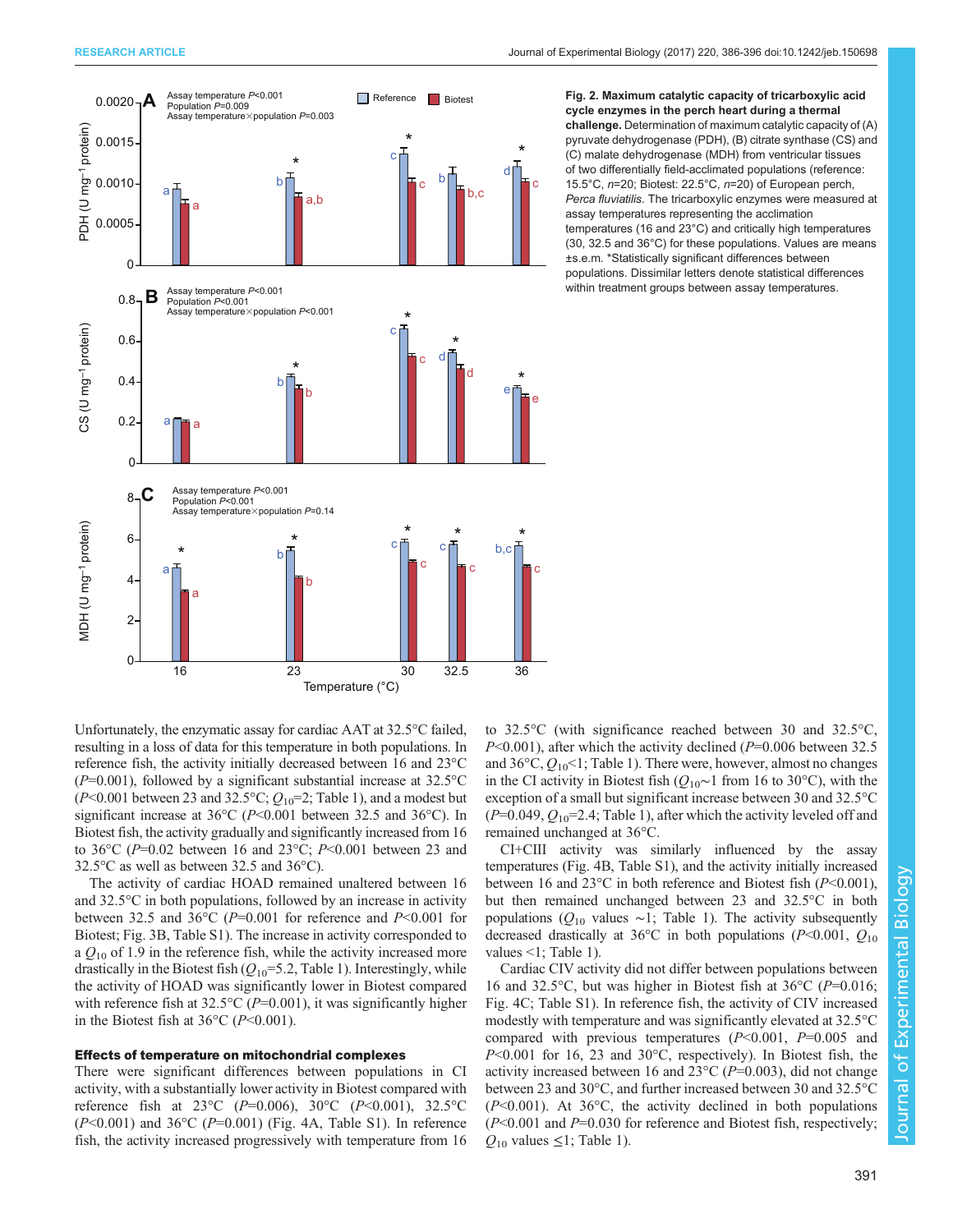Fig. 2. Maximum catalytic capacity of tricarboxylic acid cycle enzymes in the perch heart during a thermal challenge. Determination of maximum catalytic capacity of (A) pyruvate dehydrogenase (PDH), (B) citrate synthase (CS) and (C) malate dehydrogenase (MDH) from ventricular tissues of two differentially field-acclimated populations (reference: 15.5°C, $n$=20; Biotest: 22.5°C, $n$=20) of European perch, *Perca fluviatilis*. The tricarboxylic enzymes were measured at assay temperatures representing the acclimation temperatures (16 and 23°C) and critically high temperatures (30, 32.5 and 36°C) for these populations. Values are means ±s.e.m. *Statistically significant differences between populations. Dissimilar letters denote statistical differences within treatment groups between assay temperatures.

Unfortunately, the enzymatic assay for cardiac AAT at 32.5°C failed, resulting in a loss of data for this temperature in both populations. In reference fish, the activity initially decreased between 16 and 23°C ($P$=0.001), followed by a significant substantial increase at 32.5°C ($P$<0.001 between 23 and 32.5°C; $Q_{10}$=2; Table 1), and a modest but significant increase at 36°C ($P$<0.001 between 32.5 and 36°C). In Biotest fish, the activity gradually and significantly increased from 16 to 36°C ($P$=0.02 between 16 and 23°C; $P$<0.001 between 23 and 32.5°C as well as between 32.5 and 36°C).

The activity of cardiac HOAD remained unaltered between 16 and 32.5°C in both populations, followed by an increase in activity between 32.5 and 36°C ($P$=0.001 for reference and $P$<0.001 for Biotest; Fig. 3B, Table S1). The increase in activity corresponded to a $Q_{10}$ of 1.9 in the reference fish, while the activity increased more drastically in the Biotest fish ($Q_{10}$=5.2, Table 1). Interestingly, while the activity of HOAD was significantly lower in Biotest compared with reference fish at 32.5°C ($P$=0.001), it was significantly higher in the Biotest fish at 36°C ($P$<0.001).

#### Effects of temperature on mitochondrial complexes

There were significant differences between populations in CI activity, with a substantially lower activity in Biotest compared with reference fish at 23°C ($P$=0.006), 30°C ($P$<0.001), 32.5°C ($P$<0.001) and 36°C ($P$=0.001) (Fig. 4A, Table S1). In reference fish, the activity increased progressively with temperature from 16 to 32.5°C (with significance reached between 30 and 32.5°C, $P$<0.001), after which the activity declined ($P$=0.006 between 32.5 and 36°C, $Q_{10}$<1; Table 1). There were, however, almost no changes in the CI activity in Biotest fish ($Q_{10}$~1 from 16 to 30°C), with the exception of a small but significant increase between 30 and 32.5°C ($P$=0.049, $Q_{10}$=2.4; Table 1), after which the activity leveled off and remained unchanged at 36°C.

CI+CIII activity was similarly influenced by the assay temperatures (Fig. 4B, Table S1), and the activity initially increased between 16 and 23°C in both reference and Biotest fish ($P$<0.001), but then remained unchanged between 23 and 32.5°C in both populations ($Q_{10}$ values ∼1; Table 1). The activity subsequently decreased drastically at 36°C in both populations ($P$<0.001, $Q_{10}$ values <1; Table 1).

Cardiac CIV activity did not differ between populations between 16 and 32.5°C, but was higher in Biotest fish at 36°C ($P$=0.016; Fig. 4C; Table S1). In reference fish, the activity of CIV increased modestly with temperature and was significantly elevated at 32.5°C compared with previous temperatures ($P$<0.001, $P$=0.005 and $P$<0.001 for 16, 23 and 30°C, respectively). In Biotest fish, the activity increased between 16 and 23°C ($P$=0.003), did not change between 23 and 30°C, and further increased between 30 and 32.5°C ($P$<0.001). At 36°C, the activity declined in both populations ($P$<0.001 and $P$=0.030 for reference and Biotest fish, respectively; $Q_{10}$ values ≤1; Table 1).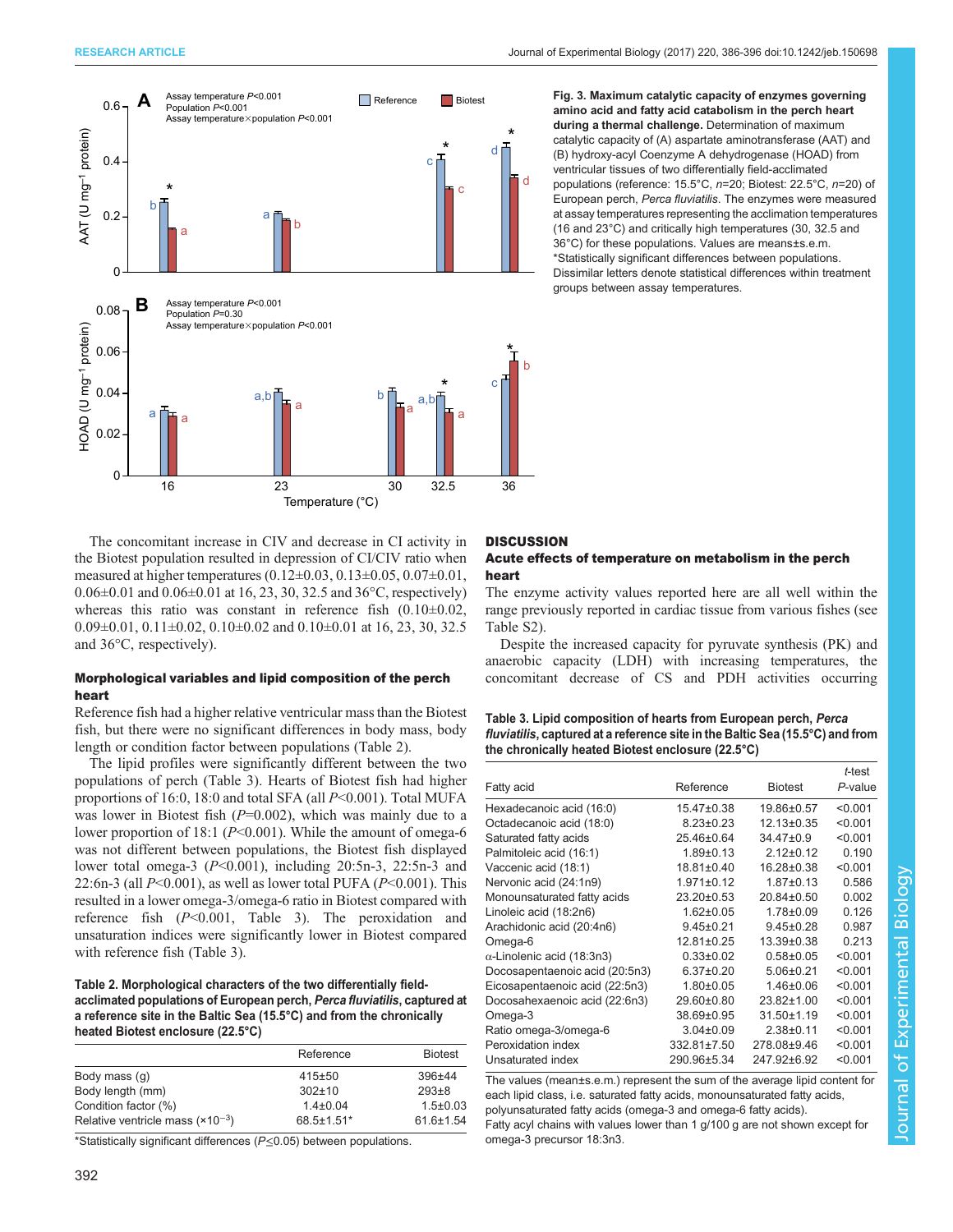Fig. 3. Maximum catalytic capacity of enzymes governing amino acid and fatty acid catabolism in the perch heart during a thermal challenge. Determination of maximum catalytic capacity of (A) aspartate aminotransferase (AAT) and (B) hydroxy-acyl Coenzyme A dehydrogenase (HOAD) from ventricular tissues of two differentially field-acclimated populations (reference: 15.5°C, $n$=20; Biotest: 22.5°C, $n$=20) of European perch, *Perca fluviatilis*. The enzymes were measured at assay temperatures representing the acclimation temperatures (16 and 23°C) and critically high temperatures (30, 32.5 and 36°C) for these populations. Values are means±s.e.m. *Statistically significant differences between populations. Dissimilar letters denote statistical differences within treatment groups between assay temperatures.

The concomitant increase in CIV and decrease in CI activity in the Biotest population resulted in depression of CI/CIV ratio when measured at higher temperatures (0.12±0.03, 0.13±0.05, 0.07±0.01, 0.06±0.01 and 0.06±0.01 at 16, 23, 30, 32.5 and 36°C, respectively) whereas this ratio was constant in reference fish (0.10±0.02, 0.09±0.01, 0.11±0.02, 0.10±0.02 and 0.10±0.01 at 16, 23, 30, 32.5 and 36°C, respectively).

### Morphological variables and lipid composition of the perch heart

Reference fish had a higher relative ventricular mass than the Biotest fish, but there were no significant differences in body mass, body length or condition factor between populations (Table 2).

The lipid profiles were significantly different between the two populations of perch (Table 3). Hearts of Biotest fish had higher proportions of 16:0, 18:0 and total SFA (all $P$<0.001). Total MUFA was lower in Biotest fish ($P$=0.002), which was mainly due to a lower proportion of 18:1 ($P$<0.001). While the amount of omega-6 was not different between populations, the Biotest fish displayed lower total omega-3 ($P$<0.001), including 20:5n-3, 22:5n-3 and 22:6n-3 (all $P$<0.001), as well as lower total PUFA ($P$<0.001). This resulted in a lower omega-3/omega-6 ratio in Biotest compared with reference fish ($P$<0.001, Table 3). The peroxidation and unsaturation indices were significantly lower in Biotest compared with reference fish (Table 3).

**Table 2. Morphological characters of the two differentially field-acclimated populations of European perch, *Perca fluviatilis*, captured at a reference site in the Baltic Sea (15.5°C) and from the chronically heated Biotest enclosure (22.5°C)**

| | Reference | Biotest |
|---|---|---|
| Body mass (g) | 415±50 | 396±44 |
| Body length (mm) | 302±10 | 293±8 |
| Condition factor (%) | 1.4±0.04 | 1.5±0.03 |
| Relative ventricle mass (×10$^{-3}$) | 68.5±1.51* | 61.6±1.54 |

*Statistically significant differences ($P$≤0.05) between populations.

## DISCUSSION

### Acute effects of temperature on metabolism in the perch heart

The enzyme activity values reported here are all well within the range previously reported in cardiac tissue from various fishes (see Table S2).

Despite the increased capacity for pyruvate synthesis (PK) and anaerobic capacity (LDH) with increasing temperatures, the concomitant decrease of CS and PDH activities occurring

**Table 3. Lipid composition of hearts from European perch, *Perca fluviatilis*, captured at a reference site in the Baltic Sea (15.5°C) and from the chronically heated Biotest enclosure (22.5°C)**

| Fatty acid | Reference | Biotest | *t*-test *P*-value |
|---|---|---|---|
| Hexadecanoic acid (16:0) | 15.47±0.38 | 19.86±0.57 | <0.001 |
| Octadecanoic acid (18:0) | 8.23±0.23 | 12.13±0.35 | <0.001 |
| Saturated fatty acids | 25.46±0.64 | 34.47±0.9 | <0.001 |
| Palmitoleic acid (16:1) | 1.89±0.13 | 2.12±0.12 | 0.190 |
| Vaccenic acid (18:1) | 18.81±0.40 | 16.28±0.38 | <0.001 |
| Nervonic acid (24:1n9) | 1.971±0.12 | 1.87±0.13 | 0.586 |
| Monounsaturated fatty acids | 23.20±0.53 | 20.84±0.50 | 0.002 |
| Linoleic acid (18:2n6) | 1.62±0.05 | 1.78±0.09 | 0.126 |
| Arachidonic acid (20:4n6) | 9.45±0.21 | 9.45±0.28 | 0.987 |
| Omega-6 | 12.81±0.25 | 13.39±0.38 | 0.213 |
| α-Linolenic acid (18:3n3) | 0.33±0.02 | 0.58±0.05 | <0.001 |
| Docosapentaenoic acid (20:5n3) | 6.37±0.20 | 5.06±0.21 | <0.001 |
| Eicosapentaenoic acid (22:5n3) | 1.80±0.05 | 1.46±0.06 | <0.001 |
| Docosahexaenoic acid (22:6n3) | 29.60±0.80 | 23.82±1.00 | <0.001 |
| Omega-3 | 38.69±0.95 | 31.50±1.19 | <0.001 |
| Ratio omega-3/omega-6 | 3.04±0.09 | 2.38±0.11 | <0.001 |
| Peroxidation index | 332.81±7.50 | 278.08±9.46 | <0.001 |
| Unsaturated index | 290.96±5.34 | 247.92±6.92 | <0.001 |

The values (mean±s.e.m.) represent the sum of the average lipid content for each lipid class, i.e. saturated fatty acids, monounsaturated fatty acids, polyunsaturated fatty acids (omega-3 and omega-6 fatty acids).

Fatty acyl chains with values lower than 1 g/100 g are not shown except for omega-3 precursor 18:3n3.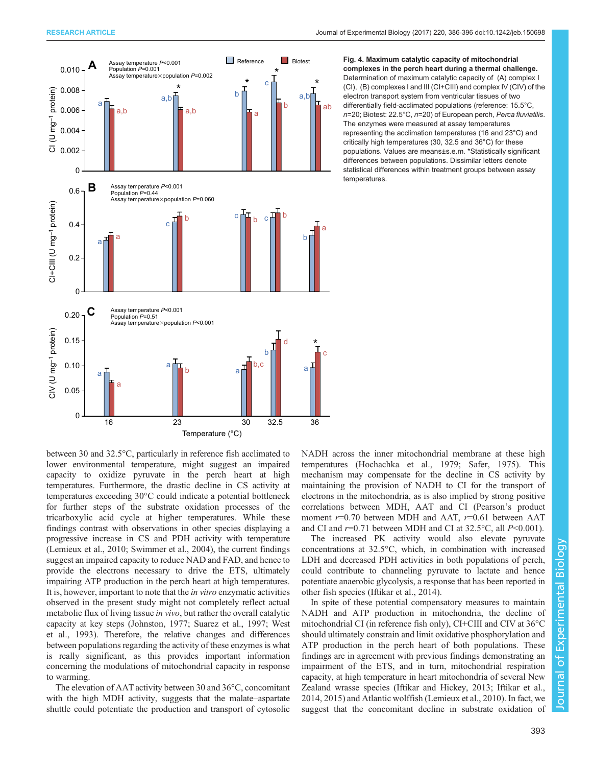**Fig. 4. Maximum catalytic capacity of mitochondrial complexes in the perch heart during a thermal challenge.** Determination of maximum catalytic capacity of (A) complex I (CI), (B) complexes I and III (CI+CIII) and complex IV (CIV) of the electron transport system from ventricular tissues of two differentially field-acclimated populations (reference: 15.5°C, $n$=20; Biotest: 22.5°C, $n$=20) of European perch, *Perca fluviatilis*. The enzymes were measured at assay temperatures representing the acclimation temperatures (16 and 23°C) and critically high temperatures (30, 32.5 and 36°C) for these populations. Values are means±s.e.m. *Statistically significant differences between populations. Dissimilar letters denote statistical differences within treatment groups between assay temperatures.

between 30 and 32.5°C, particularly in reference fish acclimated to lower environmental temperature, might suggest an impaired capacity to oxidize pyruvate in the perch heart at high temperatures. Furthermore, the drastic decline in CS activity at temperatures exceeding 30°C could indicate a potential bottleneck for further steps of the substrate oxidation processes of the tricarboxylic acid cycle at higher temperatures. While these findings contrast with observations in other species displaying a progressive increase in CS and PDH activity with temperature (Lemieux et al., 2010; Swimmer et al., 2004), the current findings suggest an impaired capacity to reduce NAD and FAD, and hence to provide the electrons necessary to drive the ETS, ultimately impairing ATP production in the perch heart at high temperatures. It is, however, important to note that the *in vitro* enzymatic activities observed in the present study might not completely reflect actual metabolic flux of living tissue *in vivo*, but rather the overall catalytic capacity at key steps (Johnston, 1977; Suarez et al., 1997; West et al., 1993). Therefore, the relative changes and differences between populations regarding the activity of these enzymes is what is really significant, as this provides important information concerning the modulations of mitochondrial capacity in response to warming.

The elevation of AAT activity between 30 and 36°C, concomitant with the high MDH activity, suggests that the malate–aspartate shuttle could potentiate the production and transport of cytosolic NADH across the inner mitochondrial membrane at these high temperatures (Hochachka et al., 1979; Safer, 1975). This mechanism may compensate for the decline in CS activity by maintaining the provision of NADH to CI for the transport of electrons in the mitochondria, as is also implied by strong positive correlations between MDH, AAT and CI (Pearson's product moment $r$=0.70 between MDH and AAT, $r$=0.61 between AAT and CI and $r$=0.71 between MDH and CI at 32.5°C, all $P$<0.001).

The increased PK activity would also elevate pyruvate concentrations at 32.5°C, which, in combination with increased LDH and decreased PDH activities in both populations of perch, could contribute to channeling pyruvate to lactate and hence potentiate anaerobic glycolysis, a response that has been reported in other fish species (Iftikar et al., 2014).

In spite of these potential compensatory measures to maintain NADH and ATP production in mitochondria, the decline of mitochondrial CI (in reference fish only), CI+CIII and CIV at 36°C should ultimately constrain and limit oxidative phosphorylation and ATP production in the perch heart of both populations. These findings are in agreement with previous findings demonstrating an impairment of the ETS, and in turn, mitochondrial respiration capacity, at high temperature in heart mitochondria of several New Zealand wrasse species (Iftikar and Hickey, 2013; Iftikar et al., 2014, 2015) and Atlantic wolffish (Lemieux et al., 2010). In fact, we suggest that the concomitant decline in substrate oxidation of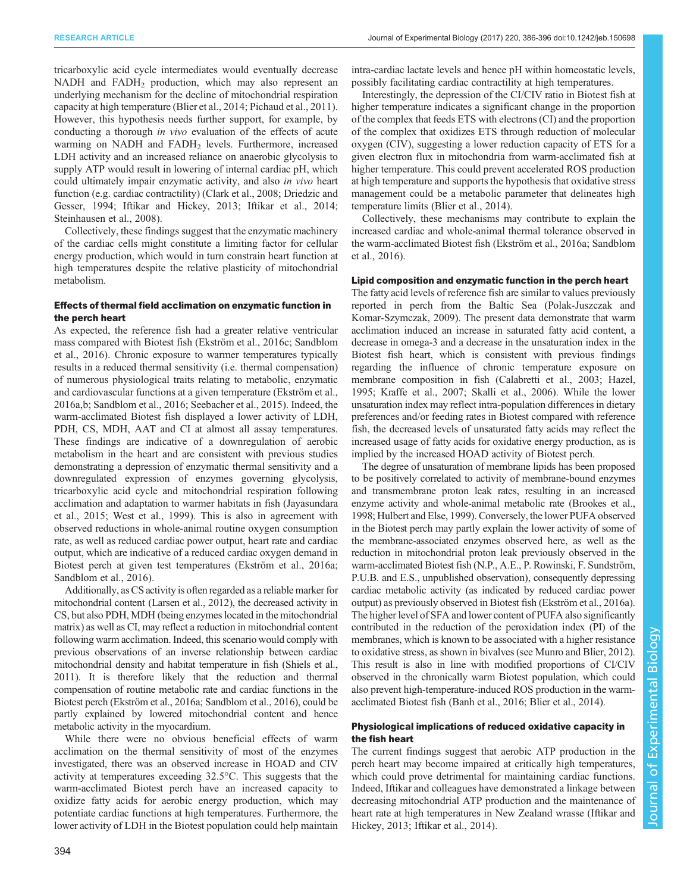tricarboxylic acid cycle intermediates would eventually decrease NADH and $FADH_2$ production, which may also represent an underlying mechanism for the decline of mitochondrial respiration capacity at high temperature (Blier et al., 2014; Pichaud et al., 2011). However, this hypothesis needs further support, for example, by conducting a thorough *in vivo* evaluation of the effects of acute warming on NADH and $FADH_2$ levels. Furthermore, increased LDH activity and an increased reliance on anaerobic glycolysis to supply ATP would result in lowering of internal cardiac pH, which could ultimately impair enzymatic activity, and also *in vivo* heart function (e.g. cardiac contractility) (Clark et al., 2008; Driedzic and Gesser, 1994; Iftikar and Hickey, 2013; Iftikar et al., 2014; Steinhausen et al., 2008).

Collectively, these findings suggest that the enzymatic machinery of the cardiac cells might constitute a limiting factor for cellular energy production, which would in turn constrain heart function at high temperatures despite the relative plasticity of mitochondrial metabolism.

### Effects of thermal field acclimation on enzymatic function in the perch heart

As expected, the reference fish had a greater relative ventricular mass compared with Biotest fish (Ekström et al., 2016c; Sandblom et al., 2016). Chronic exposure to warmer temperatures typically results in a reduced thermal sensitivity (i.e. thermal compensation) of numerous physiological traits relating to metabolic, enzymatic and cardiovascular functions at a given temperature (Ekström et al., 2016a,b; Sandblom et al., 2016; Seebacher et al., 2015). Indeed, the warm-acclimated Biotest fish displayed a lower activity of LDH, PDH, CS, MDH, AAT and CI at almost all assay temperatures. These findings are indicative of a downregulation of aerobic metabolism in the heart and are consistent with previous studies demonstrating a depression of enzymatic thermal sensitivity and a downregulated expression of enzymes governing glycolysis, tricarboxylic acid cycle and mitochondrial respiration following acclimation and adaptation to warmer habitats in fish (Jayasundara et al., 2015; West et al., 1999). This is also in agreement with observed reductions in whole-animal routine oxygen consumption rate, as well as reduced cardiac power output, heart rate and cardiac output, which are indicative of a reduced cardiac oxygen demand in Biotest perch at given test temperatures (Ekström et al., 2016a; Sandblom et al., 2016).

Additionally, as CS activity is often regarded as a reliable marker for mitochondrial content (Larsen et al., 2012), the decreased activity in CS, but also PDH, MDH (being enzymes located in the mitochondrial matrix) as well as CI, may reflect a reduction in mitochondrial content following warm acclimation. Indeed, this scenario would comply with previous observations of an inverse relationship between cardiac mitochondrial density and habitat temperature in fish (Shiels et al., 2011). It is therefore likely that the reduction and thermal compensation of routine metabolic rate and cardiac functions in the Biotest perch (Ekström et al., 2016a; Sandblom et al., 2016), could be partly explained by lowered mitochondrial content and hence metabolic activity in the myocardium.

While there were no obvious beneficial effects of warm acclimation on the thermal sensitivity of most of the enzymes investigated, there was an observed increase in HOAD and CIV activity at temperatures exceeding 32.5°C. This suggests that the warm-acclimated Biotest perch have an increased capacity to oxidize fatty acids for aerobic energy production, which may potentiate cardiac functions at high temperatures. Furthermore, the lower activity of LDH in the Biotest population could help maintain intra-cardiac lactate levels and hence pH within homeostatic levels, possibly facilitating cardiac contractility at high temperatures.

Interestingly, the depression of the CI/CIV ratio in Biotest fish at higher temperature indicates a significant change in the proportion of the complex that feeds ETS with electrons (CI) and the proportion of the complex that oxidizes ETS through reduction of molecular oxygen (CIV), suggesting a lower reduction capacity of ETS for a given electron flux in mitochondria from warm-acclimated fish at higher temperature. This could prevent accelerated ROS production at high temperature and supports the hypothesis that oxidative stress management could be a metabolic parameter that delineates high temperature limits (Blier et al., 2014).

Collectively, these mechanisms may contribute to explain the increased cardiac and whole-animal thermal tolerance observed in the warm-acclimated Biotest fish (Ekström et al., 2016a; Sandblom et al., 2016).

### Lipid composition and enzymatic function in the perch heart

The fatty acid levels of reference fish are similar to values previously reported in perch from the Baltic Sea (Polak-Juszczak and Komar-Szymczak, 2009). The present data demonstrate that warm acclimation induced an increase in saturated fatty acid content, a decrease in omega-3 and a decrease in the unsaturation index in the Biotest fish heart, which is consistent with previous findings regarding the influence of chronic temperature exposure on membrane composition in fish (Calabretti et al., 2003; Hazel, 1995; Kraffe et al., 2007; Skalli et al., 2006). While the lower unsaturation index may reflect intra-population differences in dietary preferences and/or feeding rates in Biotest compared with reference fish, the decreased levels of unsaturated fatty acids may reflect the increased usage of fatty acids for oxidative energy production, as is implied by the increased HOAD activity of Biotest perch.

The degree of unsaturation of membrane lipids has been proposed to be positively correlated to activity of membrane-bound enzymes and transmembrane proton leak rates, resulting in an increased enzyme activity and whole-animal metabolic rate (Brookes et al., 1998; Hulbert and Else, 1999). Conversely, the lower PUFA observed in the Biotest perch may partly explain the lower activity of some of the membrane-associated enzymes observed here, as well as the reduction in mitochondrial proton leak previously observed in the warm-acclimated Biotest fish (N.P., A.E., P. Rowinski, F. Sundström, P.U.B. and E.S., unpublished observation), consequently depressing cardiac metabolic activity (as indicated by reduced cardiac power output) as previously observed in Biotest fish (Ekström et al., 2016a). The higher level of SFA and lower content of PUFA also significantly contributed in the reduction of the peroxidation index (PI) of the membranes, which is known to be associated with a higher resistance to oxidative stress, as shown in bivalves (see Munro and Blier, 2012). This result is also in line with modified proportions of CI/CIV observed in the chronically warm Biotest population, which could also prevent high-temperature-induced ROS production in the warm-acclimated Biotest fish (Banh et al., 2016; Blier et al., 2014).

### Physiological implications of reduced oxidative capacity in the fish heart

The current findings suggest that aerobic ATP production in the perch heart may become impaired at critically high temperatures, which could prove detrimental for maintaining cardiac functions. Indeed, Iftikar and colleagues have demonstrated a linkage between decreasing mitochondrial ATP production and the maintenance of heart rate at high temperatures in New Zealand wrasse (Iftikar and Hickey, 2013; Iftikar et al., 2014).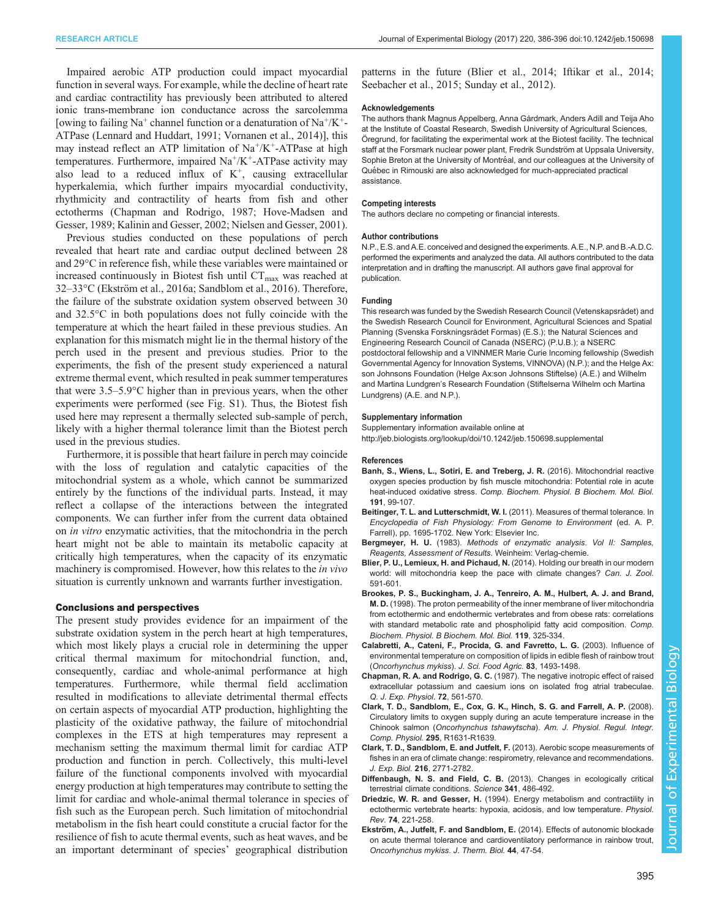Impaired aerobic ATP production could impact myocardial function in several ways. For example, while the decline of heart rate and cardiac contractility has previously been attributed to altered ionic trans-membrane ion conductance across the sarcolemma [owing to failing $Na^+$ channel function or a denaturation of $Na^+/K^+$-ATPase (Lennard and Huddart, 1991; Vornanen et al., 2014)], this may instead reflect an ATP limitation of $Na^+/K^+$-ATPase at high temperatures. Furthermore, impaired $Na^+/K^+$-ATPase activity may also lead to a reduced influx of $K^+$, causing extracellular hyperkalemia, which further impairs myocardial conductivity, rhythmicity and contractility of hearts from fish and other ectotherms (Chapman and Rodrigo, 1987; Hove-Madsen and Gesser, 1989; Kalinin and Gesser, 2002; Nielsen and Gesser, 2001).

Previous studies conducted on these populations of perch revealed that heart rate and cardiac output declined between 28 and 29°C in reference fish, while these variables were maintained or increased continuously in Biotest fish until $CT_{max}$ was reached at 32–33°C (Ekström et al., 2016a; Sandblom et al., 2016). Therefore, the failure of the substrate oxidation system observed between 30 and 32.5°C in both populations does not fully coincide with the temperature at which the heart failed in these previous studies. An explanation for this mismatch might lie in the thermal history of the perch used in the present and previous studies. Prior to the experiments, the fish of the present study experienced a natural extreme thermal event, which resulted in peak summer temperatures that were 3.5–5.9°C higher than in previous years, when the other experiments were performed (see Fig. S1). Thus, the Biotest fish used here may represent a thermally selected sub-sample of perch, likely with a higher thermal tolerance limit than the Biotest perch used in the previous studies.

Furthermore, it is possible that heart failure in perch may coincide with the loss of regulation and catalytic capacities of the mitochondrial system as a whole, which cannot be summarized entirely by the functions of the individual parts. Instead, it may reflect a collapse of the interactions between the integrated components. We can further infer from the current data obtained on *in vitro* enzymatic activities, that the mitochondria in the perch heart might not be able to maintain its metabolic capacity at critically high temperatures, when the capacity of its enzymatic machinery is compromised. However, how this relates to the *in vivo* situation is currently unknown and warrants further investigation.

## Conclusions and perspectives

The present study provides evidence for an impairment of the substrate oxidation system in the perch heart at high temperatures, which most likely plays a crucial role in determining the upper critical thermal maximum for mitochondrial function, and, consequently, cardiac and whole-animal performance at high temperatures. Furthermore, while thermal field acclimation resulted in modifications to alleviate detrimental thermal effects on certain aspects of myocardial ATP production, highlighting the plasticity of the oxidative pathway, the failure of mitochondrial complexes in the ETS at high temperatures may represent a mechanism setting the maximum thermal limit for cardiac ATP production and function in perch. Collectively, this multi-level failure of the functional components involved with myocardial energy production at high temperatures may contribute to setting the limit for cardiac and whole-animal thermal tolerance in species of fish such as the European perch. Such limitation of mitochondrial metabolism in the fish heart could constitute a crucial factor for the resilience of fish to acute thermal events, such as heat waves, and be an important determinant of species' geographical distribution patterns in the future (Blier et al., 2014; Iftikar et al., 2014; Seebacher et al., 2015; Sunday et al., 2012).

#### Acknowledgements

The authors thank Magnus Appelberg, Anna Gårdmark, Anders Adill and Teija Aho at the Institute of Coastal Research, Swedish University of Agricultural Sciences, Öregrund, for facilitating the experimental work at the Biotest facility. The technical staff at the Forsmark nuclear power plant, Fredrik Sundström at Uppsala University, Sophie Breton at the University of Montréal, and our colleagues at the University of Québec in Rimouski are also acknowledged for much-appreciated practical assistance.

#### Competing interests

The authors declare no competing or financial interests.

#### Author contributions

N.P., E.S. and A.E. conceived and designed the experiments. A.E., N.P. and B.-A.D.C. performed the experiments and analyzed the data. All authors contributed to the data interpretation and in drafting the manuscript. All authors gave final approval for publication.

#### Funding

This research was funded by the Swedish Research Council (Vetenskapsrådet) and the Swedish Research Council for Environment, Agricultural Sciences and Spatial Planning (Svenska Forskningsrådet Formas) (E.S.); the Natural Sciences and Engineering Research Council of Canada (NSERC) (P.U.B.); a NSERC postdoctoral fellowship and a VINNMER Marie Curie Incoming fellowship (Swedish Governmental Agency for Innovation Systems, VINNOVA) (N.P.); and the Helge Ax:son Johnsons Foundation (Helge Ax:son Johnsons Stiftelse) (A.E.) and Wilhelm and Martina Lundgren's Research Foundation (Stiftelserna Wilhelm och Martina Lundgrens) (A.E. and N.P.).

#### Supplementary information

Supplementary information available online at http://jeb.biologists.org/lookup/doi/10.1242/jeb.150698.supplemental

#### References

**Banh, S., Wiens, L., Sotiri, E. and Treberg, J. R.** (2016). Mitochondrial reactive oxygen species production by fish muscle mitochondria: Potential role in acute heat-induced oxidative stress. *Comp. Biochem. Physiol. B Biochem. Mol. Biol.* **191**, 99-107.

**Beitinger, T. L. and Lutterschmidt, W. I.** (2011). Measures of thermal tolerance. In *Encyclopedia of Fish Physiology: From Genome to Environment* (ed. A. P. Farrell), pp. 1695-1702. New York: Elsevier Inc.

**Bergmeyer, H. U.** (1983). *Methods of enzymatic analysis. Vol II: Samples, Reagents, Assessment of Results*. Weinheim: Verlag-chemie.

**Blier, P. U., Lemieux, H. and Pichaud, N.** (2014). Holding our breath in our modern world: will mitochondria keep the pace with climate changes? *Can. J. Zool.* 591-601.

**Brookes, P. S., Buckingham, J. A., Tenreiro, A. M., Hulbert, A. J. and Brand, M. D.** (1998). The proton permeability of the inner membrane of liver mitochondria from ectothermic and endothermic vertebrates and from obese rats: correlations with standard metabolic rate and phospholipid fatty acid composition. *Comp. Biochem. Physiol. B Biochem. Mol. Biol.* **119**, 325-334.

**Calabretti, A., Cateni, F., Procida, G. and Favretto, L. G.** (2003). Influence of environmental temperature on composition of lipids in edible flesh of rainbow trout (*Oncorhynchus mykiss*). *J. Sci. Food Agric.* **83**, 1493-1498.

**Chapman, R. A. and Rodrigo, G. C.** (1987). The negative inotropic effect of raised extracellular potassium and caesium ions on isolated frog atrial trabeculae. *Q. J. Exp. Physiol.* **72**, 561-570.

**Clark, T. D., Sandblom, E., Cox, G. K., Hinch, S. G. and Farrell, A. P.** (2008). Circulatory limits to oxygen supply during an acute temperature increase in the Chinook salmon (*Oncorhynchus tshawytscha*). *Am. J. Physiol. Regul. Integr. Comp. Physiol.* **295**, R1631-R1639.

**Clark, T. D., Sandblom, E. and Jutfelt, F.** (2013). Aerobic scope measurements of fishes in an era of climate change: respirometry, relevance and recommendations. *J. Exp. Biol.* **216**, 2771-2782.

**Diffenbaugh, N. S. and Field, C. B.** (2013). Changes in ecologically critical terrestrial climate conditions. *Science* **341**, 486-492.

**Driedzic, W. R. and Gesser, H.** (1994). Energy metabolism and contractility in ectothermic vertebrate hearts: hypoxia, acidosis, and low temperature. *Physiol. Rev.* **74**, 221-258.

**Ekström, A., Jutfelt, F. and Sandblom, E.** (2014). Effects of autonomic blockade on acute thermal tolerance and cardioventilatory performance in rainbow trout, *Oncorhynchus mykiss*. *J. Therm. Biol.* **44**, 47-54.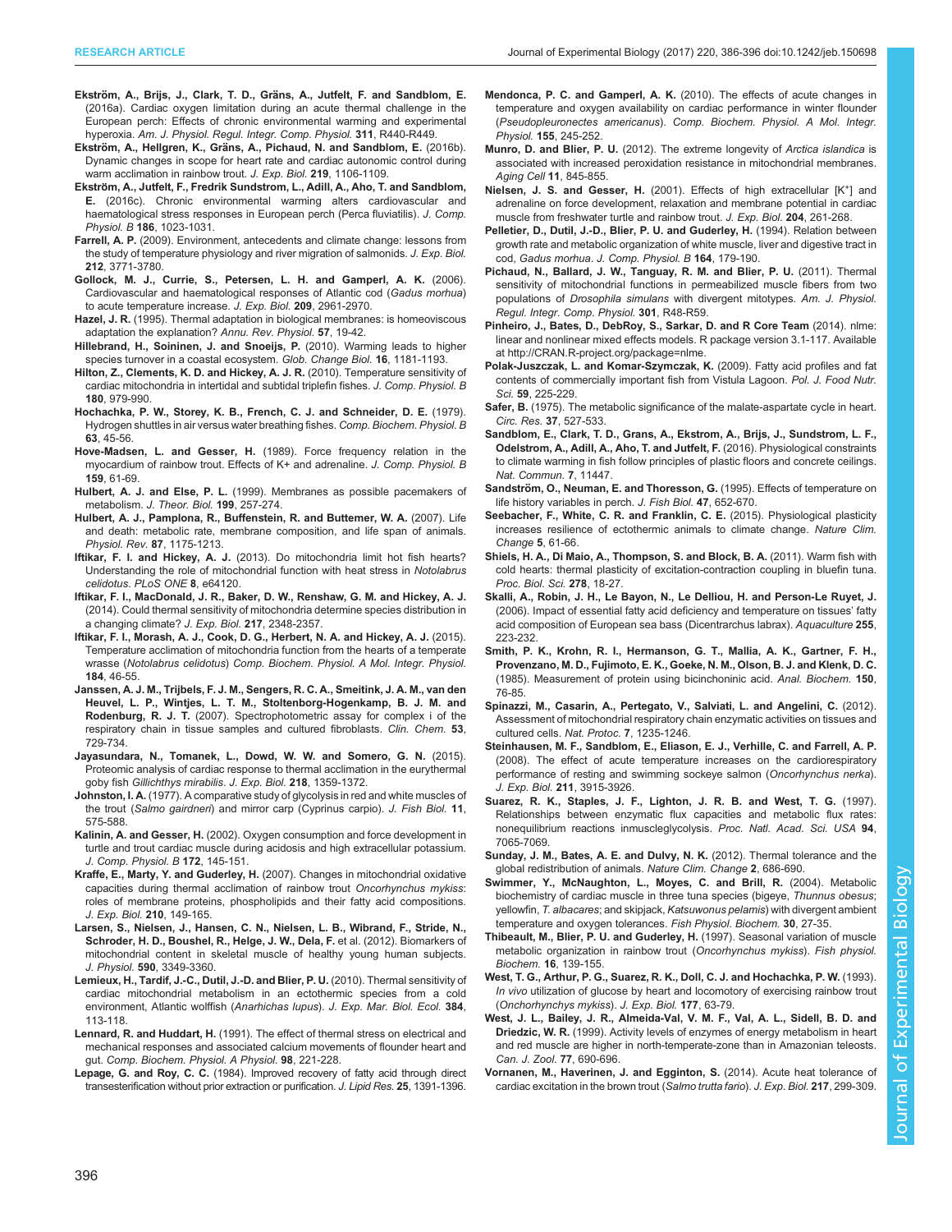**Ekström, A., Brijs, J., Clark, T. D., Gräns, A., Jutfelt, F. and Sandblom, E.** (2016a). Cardiac oxygen limitation during an acute thermal challenge in the European perch: Effects of chronic environmental warming and experimental hyperoxia. *Am. J. Physiol. Regul. Integr. Comp. Physiol.* **311**, R440-R449.

**Ekström, A., Hellgren, K., Gräns, A., Pichaud, N. and Sandblom, E.** (2016b). Dynamic changes in scope for heart rate and cardiac autonomic control during warm acclimation in rainbow trout. *J. Exp. Biol.* **219**, 1106-1109.

**Ekström, A., Jutfelt, F., Fredrik Sundstrom, L., Adill, A., Aho, T. and Sandblom, E.** (2016c). Chronic environmental warming alters cardiovascular and haematological stress responses in European perch (Perca fluviatilis). *J. Comp. Physiol. B* **186**, 1023-1031.

**Farrell, A. P.** (2009). Environment, antecedents and climate change: lessons from the study of temperature physiology and river migration of salmonids. *J. Exp. Biol.* **212**, 3771-3780.

**Gollock, M. J., Currie, S., Petersen, L. H. and Gamperl, A. K.** (2006). Cardiovascular and haematological responses of Atlantic cod (*Gadus morhua*) to acute temperature increase. *J. Exp. Biol.* **209**, 2961-2970.

**Hazel, J. R.** (1995). Thermal adaptation in biological membranes: is homeoviscous adaptation the explanation? *Annu. Rev. Physiol.* **57**, 19-42.

**Hillebrand, H., Soininen, J. and Snoeijs, P.** (2010). Warming leads to higher species turnover in a coastal ecosystem. *Glob. Change Biol.* **16**, 1181-1193.

**Hilton, Z., Clements, K. D. and Hickey, A. J. R.** (2010). Temperature sensitivity of cardiac mitochondria in intertidal and subtidal triplefin fishes. *J. Comp. Physiol. B* **180**, 979-990.

**Hochachka, P. W., Storey, K. B., French, C. J. and Schneider, D. E.** (1979). Hydrogen shuttles in air versus water breathing fishes. *Comp. Biochem. Physiol. B* **63**, 45-56.

**Hove-Madsen, L. and Gesser, H.** (1989). Force frequency relation in the myocardium of rainbow trout. Effects of K+ and adrenaline. *J. Comp. Physiol. B* **159**, 61-69.

**Hulbert, A. J. and Else, P. L.** (1999). Membranes as possible pacemakers of metabolism. *J. Theor. Biol.* **199**, 257-274.

**Hulbert, A. J., Pamplona, R., Buffenstein, R. and Buttemer, W. A.** (2007). Life and death: metabolic rate, membrane composition, and life span of animals. *Physiol. Rev.* **87**, 1175-1213.

**Iftikar, F. I. and Hickey, A. J.** (2013). Do mitochondria limit hot fish hearts? Understanding the role of mitochondrial function with heat stress in *Notolabrus celidotus*. *PLoS ONE* **8**, e64120.

**Iftikar, F. I., MacDonald, J. R., Baker, D. W., Renshaw, G. M. and Hickey, A. J.** (2014). Could thermal sensitivity of mitochondria determine species distribution in a changing climate? *J. Exp. Biol.* **217**, 2348-2357.

**Iftikar, F. I., Morash, A. J., Cook, D. G., Herbert, N. A. and Hickey, A. J.** (2015). Temperature acclimation of mitochondria function from the hearts of a temperate wrasse (*Notolabrus celidotus*) *Comp. Biochem. Physiol. A Mol. Integr. Physiol.* **184**, 46-55.

**Janssen, A. J. M., Trijbels, F. J. M., Sengers, R. C. A., Smeitink, J. A. M., van den Heuvel, L. P., Wintjes, L. T. M., Stoltenborg-Hogenkamp, B. J. M. and Rodenburg, R. J. T.** (2007). Spectrophotometric assay for complex i of the respiratory chain in tissue samples and cultured fibroblasts. *Clin. Chem.* **53**, 729-734.

**Jayasundara, N., Tomanek, L., Dowd, W. W. and Somero, G. N.** (2015). Proteomic analysis of cardiac response to thermal acclimation in the eurythermal goby fish *Gillichthys mirabilis*. *J. Exp. Biol.* **218**, 1359-1372.

**Johnston, I. A.** (1977). A comparative study of glycolysis in red and white muscles of the trout (*Salmo gairdneri*) and mirror carp (Cyprinus carpio). *J. Fish Biol.* **11**, 575-588.

**Kalinin, A. and Gesser, H.** (2002). Oxygen consumption and force development in turtle and trout cardiac muscle during acidosis and high extracellular potassium. *J. Comp. Physiol. B* **172**, 145-151.

**Kraffe, E., Marty, Y. and Guderley, H.** (2007). Changes in mitochondrial oxidative capacities during thermal acclimation of rainbow trout *Oncorhynchus mykiss*: roles of membrane proteins, phospholipids and their fatty acid compositions. *J. Exp. Biol.* **210**, 149-165.

**Larsen, S., Nielsen, J., Hansen, C. N., Nielsen, L. B., Wibrand, F., Stride, N., Schroder, H. D., Boushel, R., Helge, J. W., Dela, F.** et al. (2012). Biomarkers of mitochondrial content in skeletal muscle of healthy young human subjects. *J. Physiol.* **590**, 3349-3360.

**Lemieux, H., Tardif, J.-C., Dutil, J.-D. and Blier, P. U.** (2010). Thermal sensitivity of cardiac mitochondrial metabolism in an ectothermic species from a cold environment, Atlantic wolffish (*Anarhichas lupus*). *J. Exp. Mar. Biol. Ecol.* **384**, 113-118.

**Lennard, R. and Huddart, H.** (1991). The effect of thermal stress on electrical and mechanical responses and associated calcium movements of flounder heart and gut. *Comp. Biochem. Physiol. A Physiol.* **98**, 221-228.

**Lepage, G. and Roy, C. C.** (1984). Improved recovery of fatty acid through direct transesterification without prior extraction or purification. *J. Lipid Res.* **25**, 1391-1396.

**Mendonca, P. C. and Gamperl, A. K.** (2010). The effects of acute changes in temperature and oxygen availability on cardiac performance in winter flounder (*Pseudopleuronectes americanus*). *Comp. Biochem. Physiol. A Mol. Integr. Physiol.* **155**, 245-252.

**Munro, D. and Blier, P. U.** (2012). The extreme longevity of *Arctica islandica* is associated with increased peroxidation resistance in mitochondrial membranes. *Aging Cell* **11**, 845-855.

**Nielsen, J. S. and Gesser, H.** (2001). Effects of high extracellular [$K^+$] and adrenaline on force development, relaxation and membrane potential in cardiac muscle from freshwater turtle and rainbow trout. *J. Exp. Biol.* **204**, 261-268.

**Pelletier, D., Dutil, J.-D., Blier, P. U. and Guderley, H.** (1994). Relation between growth rate and metabolic organization of white muscle, liver and digestive tract in cod, *Gadus morhua*. *J. Comp. Physiol. B* **164**, 179-190.

**Pichaud, N., Ballard, J. W., Tanguay, R. M. and Blier, P. U.** (2011). Thermal sensitivity of mitochondrial functions in permeabilized muscle fibers from two populations of *Drosophila simulans* with divergent mitotypes. *Am. J. Physiol. Regul. Integr. Comp. Physiol.* **301**, R48-R59.

**Pinheiro, J., Bates, D., DebRoy, S., Sarkar, D. and R Core Team** (2014). nlme: linear and nonlinear mixed effects models. R package version 3.1-117. Available at http://CRAN.R-project.org/package=nlme.

**Polak-Juszczak, L. and Komar-Szymczak, K.** (2009). Fatty acid profiles and fat contents of commercially important fish from Vistula Lagoon. *Pol. J. Food Nutr. Sci.* **59**, 225-229.

**Safer, B.** (1975). The metabolic significance of the malate-aspartate cycle in heart. *Circ. Res.* **37**, 527-533.

**Sandblom, E., Clark, T. D., Grans, A., Ekstrom, A., Brijs, J., Sundstrom, L. F., Odelstrom, A., Adill, A., Aho, T. and Jutfelt, F.** (2016). Physiological constraints to climate warming in fish follow principles of plastic floors and concrete ceilings. *Nat. Commun.* **7**, 11447.

**Sandström, O., Neuman, E. and Thoresson, G.** (1995). Effects of temperature on life history variables in perch. *J. Fish Biol.* **47**, 652-670.

**Seebacher, F., White, C. R. and Franklin, C. E.** (2015). Physiological plasticity increases resilience of ectothermic animals to climate change. *Nature Clim. Change* **5**, 61-66.

**Shiels, H. A., Di Maio, A., Thompson, S. and Block, B. A.** (2011). Warm fish with cold hearts: thermal plasticity of excitation-contraction coupling in bluefin tuna. *Proc. Biol. Sci.* **278**, 18-27.

**Skalli, A., Robin, J. H., Le Bayon, N., Le Delliou, H. and Person-Le Ruyet, J.** (2006). Impact of essential fatty acid deficiency and temperature on tissues' fatty acid composition of European sea bass (Dicentrarchus labrax). *Aquaculture* **255**, 223-232.

**Smith, P. K., Krohn, R. I., Hermanson, G. T., Mallia, A. K., Gartner, F. H., Provenzano, M. D., Fujimoto, E. K., Goeke, N. M., Olson, B. J. and Klenk, D. C.** (1985). Measurement of protein using bicinchoninic acid. *Anal. Biochem.* **150**, 76-85.

**Spinazzi, M., Casarin, A., Pertegato, V., Salviati, L. and Angelini, C.** (2012). Assessment of mitochondrial respiratory chain enzymatic activities on tissues and cultured cells. *Nat. Protoc.* **7**, 1235-1246.

**Steinhausen, M. F., Sandblom, E., Eliason, E. J., Verhille, C. and Farrell, A. P.** (2008). The effect of acute temperature increases on the cardiorespiratory performance of resting and swimming sockeye salmon (*Oncorhynchus nerka*). *J. Exp. Biol.* **211**, 3915-3926.

**Suarez, R. K., Staples, J. F., Lighton, J. R. B. and West, T. G.** (1997). Relationships between enzymatic flux capacities and metabolic flux rates: nonequilibrium reactions inmuscleglycolysis. *Proc. Natl. Acad. Sci. USA* **94**, 7065-7069.

**Sunday, J. M., Bates, A. E. and Dulvy, N. K.** (2012). Thermal tolerance and the global redistribution of animals. *Nature Clim. Change* **2**, 686-690.

**Swimmer, Y., McNaughton, L., Moyes, C. and Brill, R.** (2004). Metabolic biochemistry of cardiac muscle in three tuna species (bigeye, *Thunnus obesus*; yellowfin, *T. albacares*; and skipjack, *Katsuwonus pelamis*) with divergent ambient temperature and oxygen tolerances. *Fish Physiol. Biochem.* **30**, 27-35.

**Thibeault, M., Blier, P. U. and Guderley, H.** (1997). Seasonal variation of muscle metabolic organization in rainbow trout (*Oncorhynchus mykiss*). *Fish physiol. Biochem.* **16**, 139-155.

**West, T. G., Arthur, P. G., Suarez, R. K., Doll, C. J. and Hochachka, P. W.** (1993). *In vivo* utilization of glucose by heart and locomotory of exercising rainbow trout (*Onchorhynchys mykiss*). *J. Exp. Biol.* **177**, 63-79.

**West, J. L., Bailey, J. R., Almeida-Val, V. M. F., Val, A. L., Sidell, B. D. and Driedzic, W. R.** (1999). Activity levels of enzymes of energy metabolism in heart and red muscle are higher in north-temperate-zone than in Amazonian teleosts. *Can. J. Zool.* **77**, 690-696.

**Vornanen, M., Haverinen, J. and Egginton, S.** (2014). Acute heat tolerance of cardiac excitation in the brown trout (*Salmo trutta fario*). *J. Exp. Biol.* **217**, 299-309.